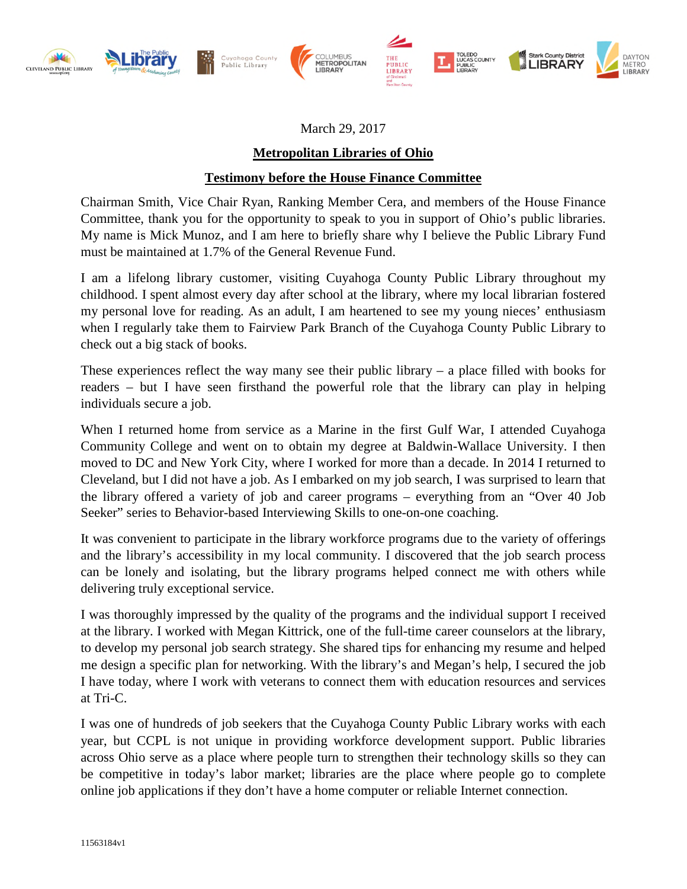March 29, 2017

**Metropolitan Libraries of Ohio**

**Testimony before the House Finance Committee**

Chairman Smith, Vice Chair Ryan, Ranking Member Cera, and members of the House Finance Committee, thank you for the opportunity to speak to you in support of Ohio's public libraries. My name is Mick Munoz, and I am here to briefly share why I believe the Public Library Fund must be maintained at 1.7% of the General Revenue Fund.

I am a lifelong library customer, visiting Cuyahoga County Public Library throughout my childhood. I spent almost every day after school at the library, where my local librarian fostered my personal love for reading. As an adult, I am heartened to see my young nieces' enthusiasm when I regularly take them to Fairview Park Branch of the Cuyahoga County Public Library to check out a big stack of books.

These experiences reflect the way many see their public library – a place filled with books for readers – but I have seen firsthand the powerful role that the library can play in helping individuals secure a job.

When I returned home from service as a Marine in the first Gulf War, I attended Cuyahoga Community College and went on to obtain my degree at Baldwin-Wallace University. I then moved to DC and New York City, where I worked for more than a decade. In 2014 I returned to Cleveland, but I did not have a job. As I embarked on my job search, I was surprised to learn that the library offered a variety of job and career programs – everything from an "Over 40 Job Seeker" series to Behavior-based Interviewing Skills to one-on-one coaching.

It was convenient to participate in the library workforce programs due to the variety of offerings and the library's accessibility in my local community. I discovered that the job search process can be lonely and isolating, but the library programs helped connect me with others while delivering truly exceptional service.

I was thoroughly impressed by the quality of the programs and the individual support I received at the library. I worked with Megan Kittrick, one of the full-time career counselors at the library, to develop my personal job search strategy. She shared tips for enhancing my resume and helped me design a specific plan for networking. With the library's and Megan's help, I secured the job I have today, where I work with veterans to connect them with education resources and services at Tri-C.

I was one of hundreds of job seekers that the Cuyahoga County Public Library works with each year, but CCPL is not unique in providing workforce development support. Public libraries across Ohio serve as a place where people turn to strengthen their technology skills so they can be competitive in today's labor market; libraries are the place where people go to complete online job applications if they don't have a home computer or reliable Internet connection.

11563184v1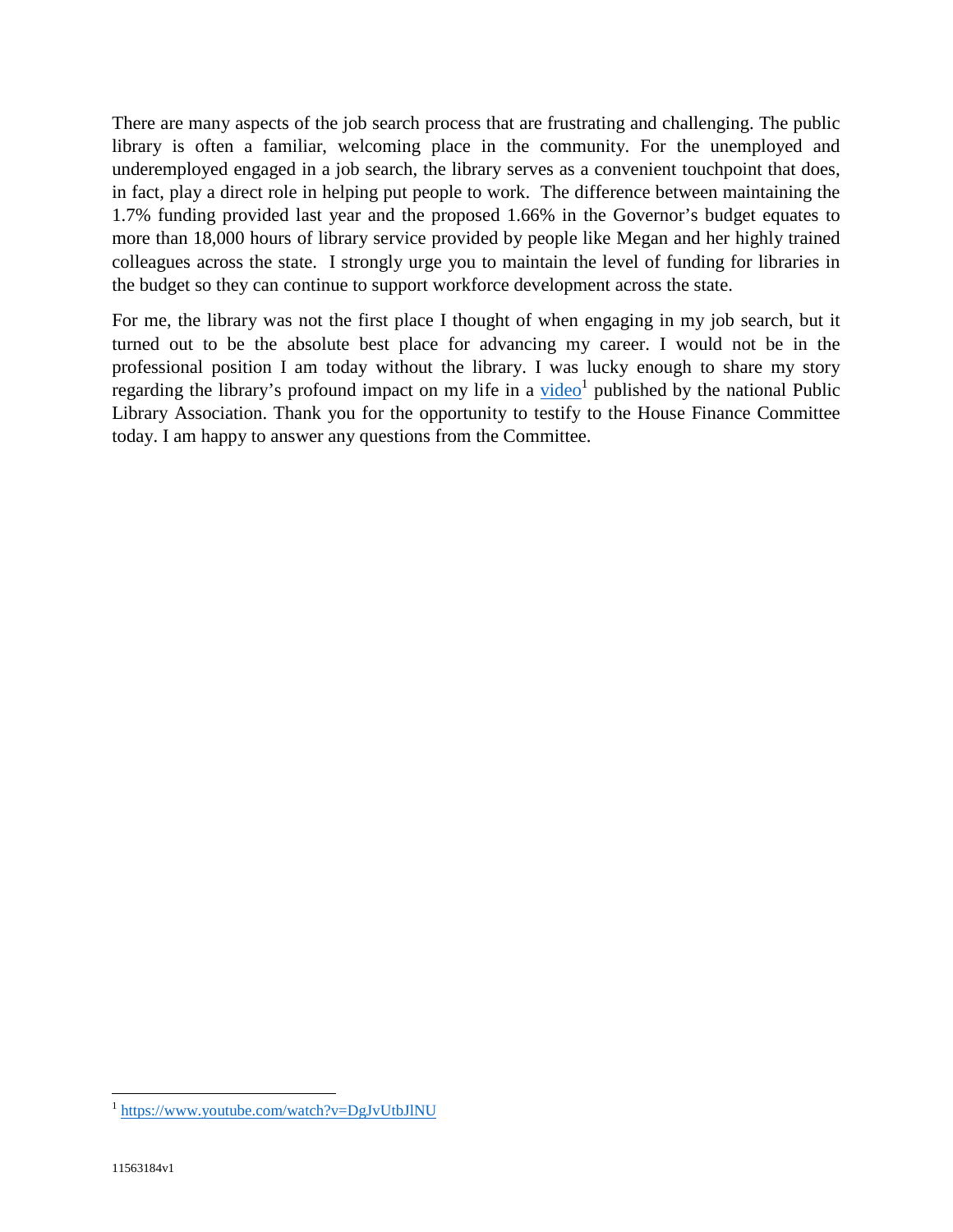There are many aspects of the job search process that are frustrating and challenging. The public library is often a familiar, welcoming place in the community. For the unemployed and underemployed engaged in a job search, the library serves as a convenient touchpoint that does, in fact, play a direct role in helping put people to work. The difference between maintaining the 1.7% funding provided last year and the proposed 1.66% in the Governor's budget equates to more than 18,000 hours of library service provided by people like Megan and her highly trained colleagues across the state. I strongly urge you to maintain the level of funding for libraries in the budget so they can continue to support workforce development across the state.

For me, the library was not the first place I thought of when engaging in my job search, but it turned out to be the absolute best place for advancing my career. I would not be in the professional position I am today without the library. I was lucky enough to share my story regarding the library's profound impact on my life in a video[1] published by the national Public Library Association. Thank you for the opportunity to testify to the House Finance Committee today. I am happy to answer any questions from the Committee.

---

[1] https://www.youtube.com/watch?v=DgJvUtbJlNU

11563184v1